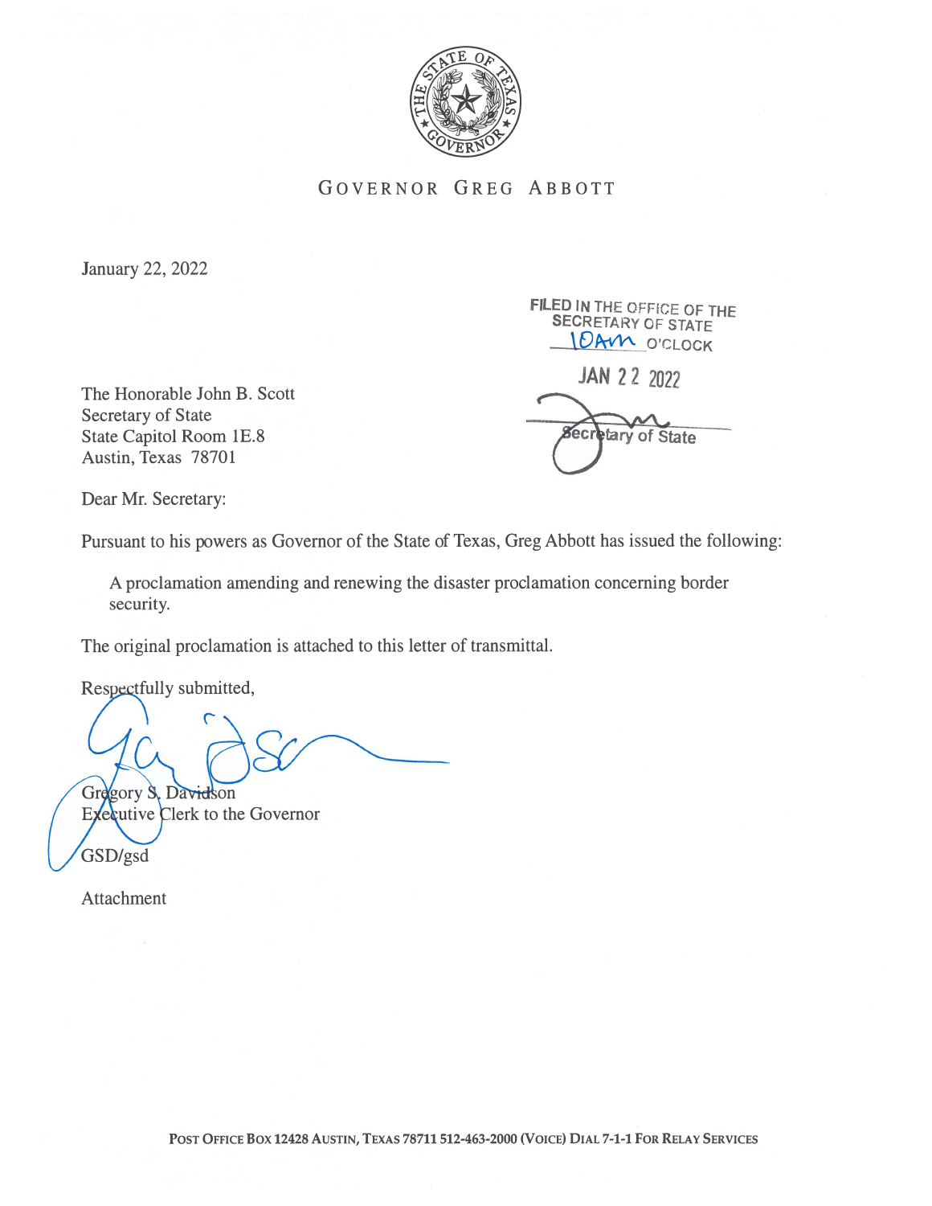GOVERNOR GREG ABBOTT

January 22, 2022

FILED IN THE OFFICE OF THE SECRETARY OF STATE
10AM O'CLOCK

JAN 22 2022

Secretary of State

The Honorable John B. Scott
Secretary of State
State Capitol Room 1E.8
Austin, Texas 78701

Dear Mr. Secretary:

Pursuant to his powers as Governor of the State of Texas, Greg Abbott has issued the following:

> A proclamation amending and renewing the disaster proclamation concerning border security.

The original proclamation is attached to this letter of transmittal.

Respectfully submitted,

Gregory S. Davidson
Executive Clerk to the Governor

GSD/gsd

Attachment

POST OFFICE BOX 12428 AUSTIN, TEXAS 78711 512-463-2000 (VOICE) DIAL 7-1-1 FOR RELAY SERVICES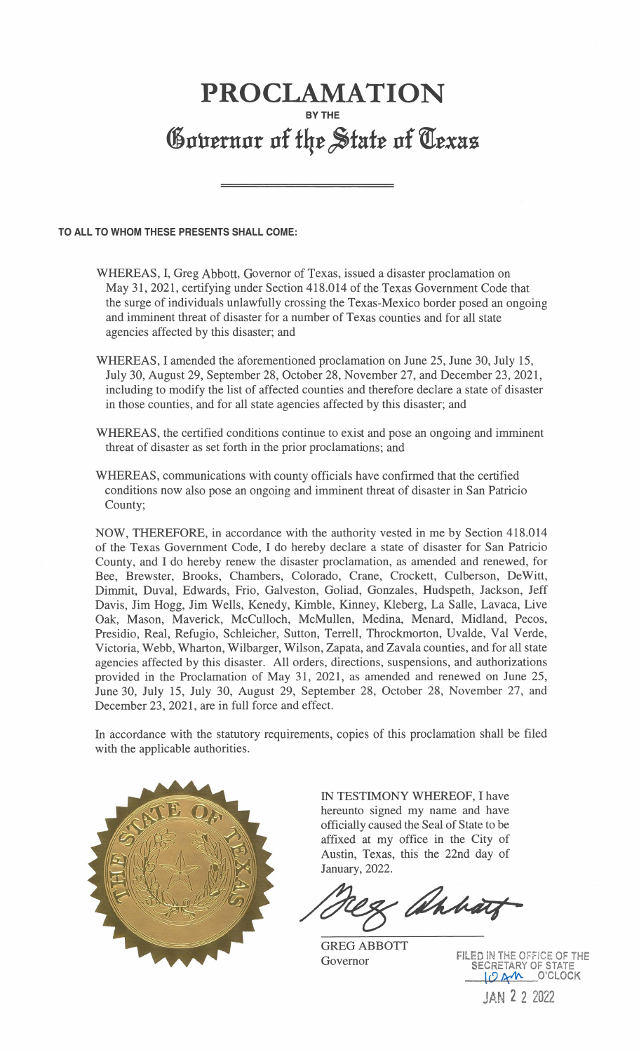# PROCLAMATION

**BY THE**

## Governor of the State of Texas

**TO ALL TO WHOM THESE PRESENTS SHALL COME:**

WHEREAS, I, Greg Abbott, Governor of Texas, issued a disaster proclamation on May 31, 2021, certifying under Section 418.014 of the Texas Government Code that the surge of individuals unlawfully crossing the Texas-Mexico border posed an ongoing and imminent threat of disaster for a number of Texas counties and for all state agencies affected by this disaster; and

WHEREAS, I amended the aforementioned proclamation on June 25, June 30, July 15, July 30, August 29, September 28, October 28, November 27, and December 23, 2021, including to modify the list of affected counties and therefore declare a state of disaster in those counties, and for all state agencies affected by this disaster; and

WHEREAS, the certified conditions continue to exist and pose an ongoing and imminent threat of disaster as set forth in the prior proclamations; and

WHEREAS, communications with county officials have confirmed that the certified conditions now also pose an ongoing and imminent threat of disaster in San Patricio County;

NOW, THEREFORE, in accordance with the authority vested in me by Section 418.014 of the Texas Government Code, I do hereby declare a state of disaster for San Patricio County, and I do hereby renew the disaster proclamation, as amended and renewed, for Bee, Brewster, Brooks, Chambers, Colorado, Crane, Crockett, Culberson, DeWitt, Dimmit, Duval, Edwards, Frio, Galveston, Goliad, Gonzales, Hudspeth, Jackson, Jeff Davis, Jim Hogg, Jim Wells, Kenedy, Kimble, Kinney, Kleberg, La Salle, Lavaca, Live Oak, Mason, Maverick, McCulloch, McMullen, Medina, Menard, Midland, Pecos, Presidio, Real, Refugio, Schleicher, Sutton, Terrell, Throckmorton, Uvalde, Val Verde, Victoria, Webb, Wharton, Wilbarger, Wilson, Zapata, and Zavala counties, and for all state agencies affected by this disaster. All orders, directions, suspensions, and authorizations provided in the Proclamation of May 31, 2021, as amended and renewed on June 25, June 30, July 15, July 30, August 29, September 28, October 28, November 27, and December 23, 2021, are in full force and effect.

In accordance with the statutory requirements, copies of this proclamation shall be filed with the applicable authorities.

IN TESTIMONY WHEREOF, I have hereunto signed my name and have officially caused the Seal of State to be affixed at my office in the City of Austin, Texas, this the 22nd day of January, 2022.

Greg Abbott

GREG ABBOTT
Governor

FILED IN THE OFFICE OF THE SECRETARY OF STATE
10 AM O'CLOCK
JAN 22 2022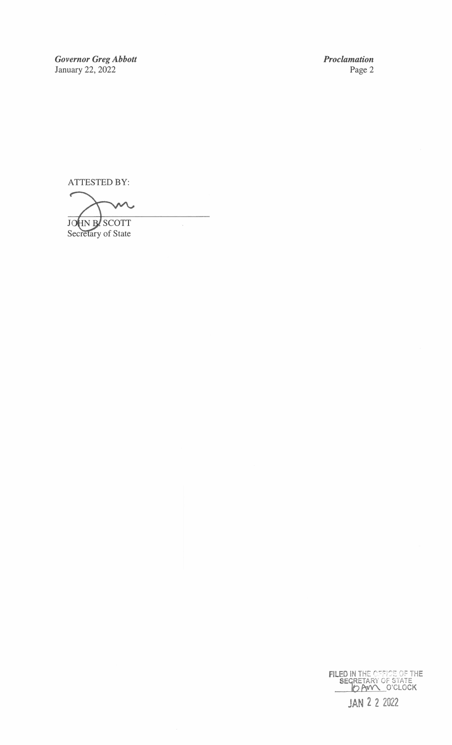ATTESTED BY:

JOHN B. SCOTT
Secretary of State

FILED IN THE OFFICE OF THE
SECRETARY OF STATE
10 AM O'CLOCK

JAN 22 2022